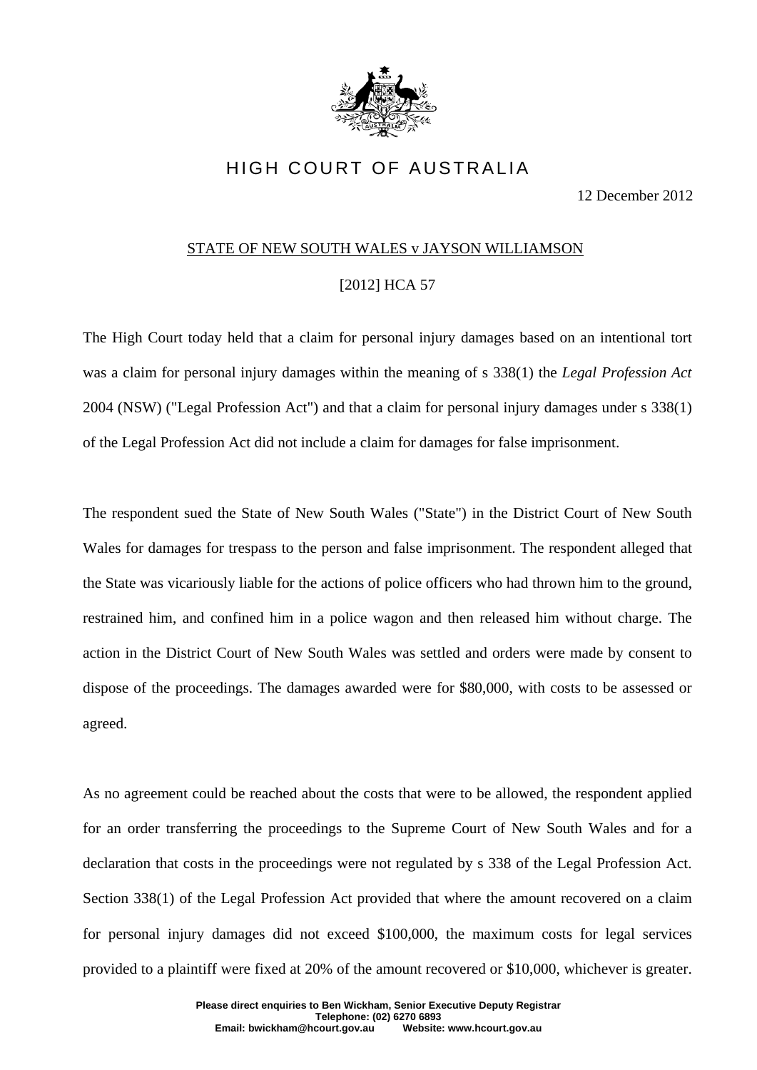# HIGH COURT OF AUSTRALIA

12 December 2012

## STATE OF NEW SOUTH WALES v JAYSON WILLIAMSON

[2012] HCA 57

The High Court today held that a claim for personal injury damages based on an intentional tort was a claim for personal injury damages within the meaning of s 338(1) the *Legal Profession Act* 2004 (NSW) ("Legal Profession Act") and that a claim for personal injury damages under s 338(1) of the Legal Profession Act did not include a claim for damages for false imprisonment.

The respondent sued the State of New South Wales ("State") in the District Court of New South Wales for damages for trespass to the person and false imprisonment. The respondent alleged that the State was vicariously liable for the actions of police officers who had thrown him to the ground, restrained him, and confined him in a police wagon and then released him without charge. The action in the District Court of New South Wales was settled and orders were made by consent to dispose of the proceedings. The damages awarded were for $80,000, with costs to be assessed or agreed.

As no agreement could be reached about the costs that were to be allowed, the respondent applied for an order transferring the proceedings to the Supreme Court of New South Wales and for a declaration that costs in the proceedings were not regulated by s 338 of the Legal Profession Act. Section 338(1) of the Legal Profession Act provided that where the amount recovered on a claim for personal injury damages did not exceed $100,000, the maximum costs for legal services provided to a plaintiff were fixed at 20% of the amount recovered or $10,000, whichever is greater.

**Please direct enquiries to Ben Wickham, Senior Executive Deputy Registrar**
**Telephone: (02) 6270 6893**
**Email: bwickham@hcourt.gov.au Website: www.hcourt.gov.au**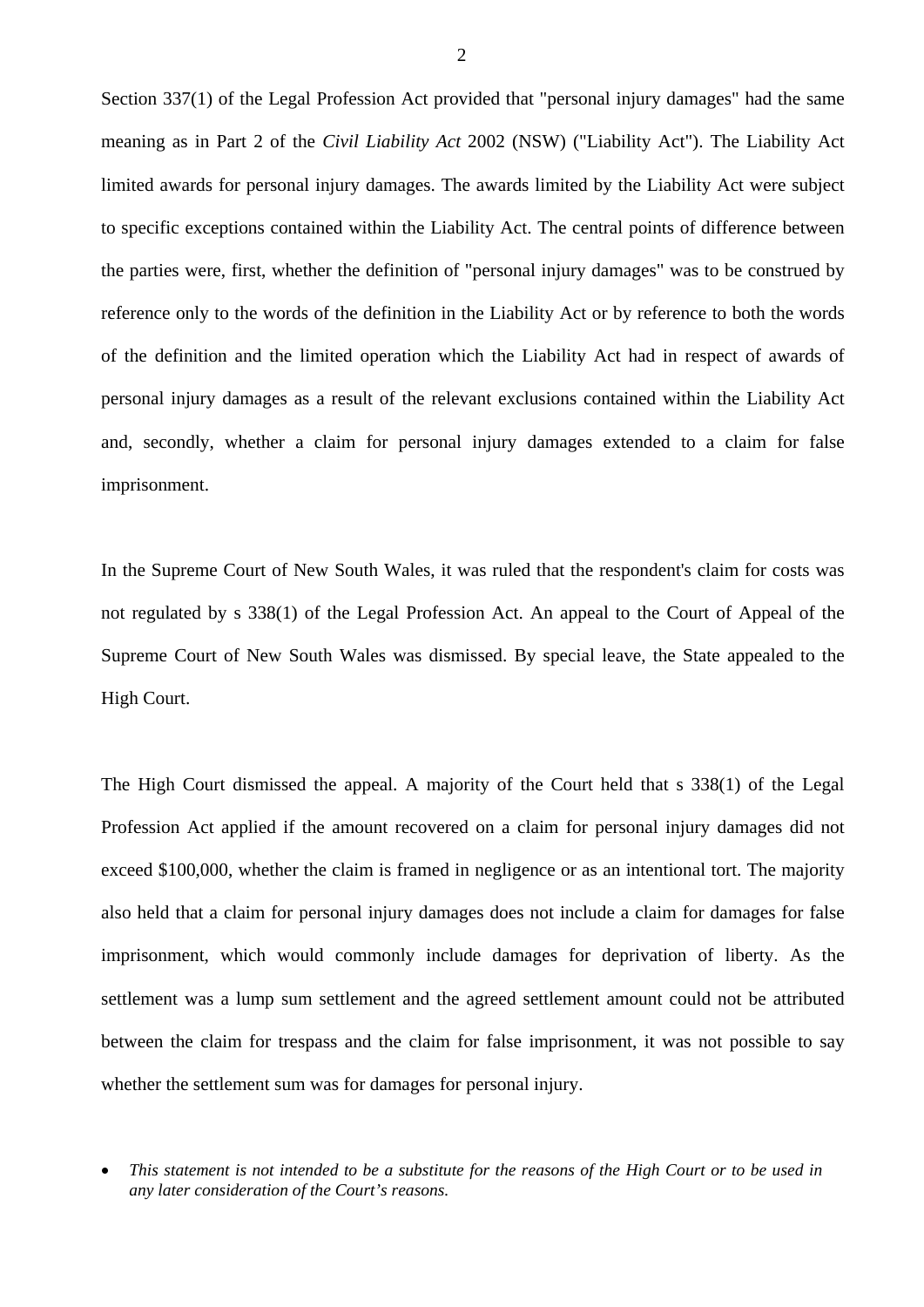Section 337(1) of the Legal Profession Act provided that "personal injury damages" had the same meaning as in Part 2 of the *Civil Liability Act* 2002 (NSW) ("Liability Act"). The Liability Act limited awards for personal injury damages. The awards limited by the Liability Act were subject to specific exceptions contained within the Liability Act. The central points of difference between the parties were, first, whether the definition of "personal injury damages" was to be construed by reference only to the words of the definition in the Liability Act or by reference to both the words of the definition and the limited operation which the Liability Act had in respect of awards of personal injury damages as a result of the relevant exclusions contained within the Liability Act and, secondly, whether a claim for personal injury damages extended to a claim for false imprisonment.

In the Supreme Court of New South Wales, it was ruled that the respondent's claim for costs was not regulated by s 338(1) of the Legal Profession Act. An appeal to the Court of Appeal of the Supreme Court of New South Wales was dismissed. By special leave, the State appealed to the High Court.

The High Court dismissed the appeal. A majority of the Court held that s 338(1) of the Legal Profession Act applied if the amount recovered on a claim for personal injury damages did not exceed $100,000, whether the claim is framed in negligence or as an intentional tort. The majority also held that a claim for personal injury damages does not include a claim for damages for false imprisonment, which would commonly include damages for deprivation of liberty. As the settlement was a lump sum settlement and the agreed settlement amount could not be attributed between the claim for trespass and the claim for false imprisonment, it was not possible to say whether the settlement sum was for damages for personal injury.

- *This statement is not intended to be a substitute for the reasons of the High Court or to be used in any later consideration of the Court's reasons.*